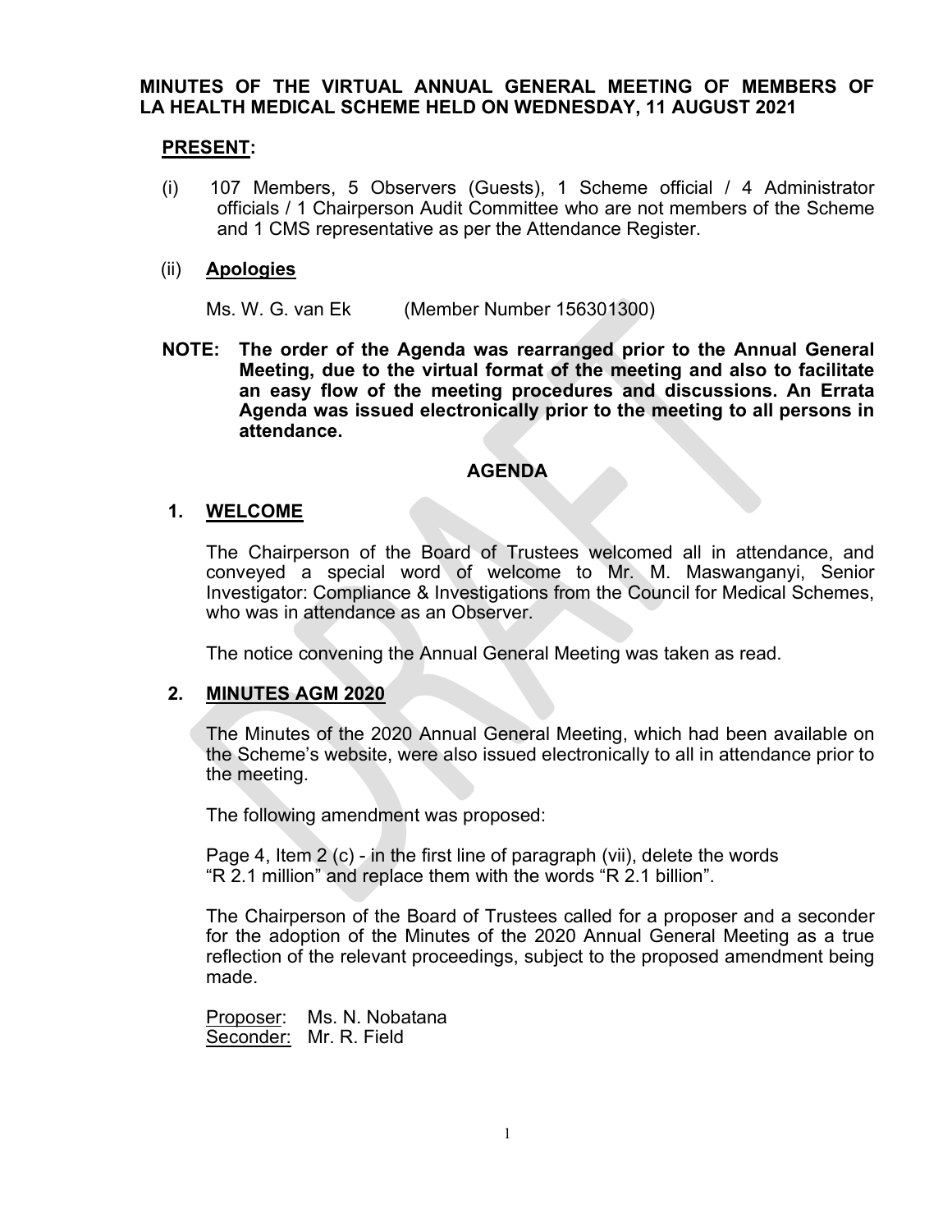**MINUTES OF THE VIRTUAL ANNUAL GENERAL MEETING OF MEMBERS OF LA HEALTH MEDICAL SCHEME HELD ON WEDNESDAY, 11 AUGUST 2021**

**PRESENT:**

(i) 107 Members, 5 Observers (Guests), 1 Scheme official / 4 Administrator officials / 1 Chairperson Audit Committee who are not members of the Scheme and 1 CMS representative as per the Attendance Register.

(ii) **Apologies**

Ms. W. G. van Ek (Member Number 156301300)

**NOTE: The order of the Agenda was rearranged prior to the Annual General Meeting, due to the virtual format of the meeting and also to facilitate an easy flow of the meeting procedures and discussions. An Errata Agenda was issued electronically prior to the meeting to all persons in attendance.**

## AGENDA

### 1. WELCOME

The Chairperson of the Board of Trustees welcomed all in attendance, and conveyed a special word of welcome to Mr. M. Maswanganyi, Senior Investigator: Compliance & Investigations from the Council for Medical Schemes, who was in attendance as an Observer.

The notice convening the Annual General Meeting was taken as read.

### 2. MINUTES AGM 2020

The Minutes of the 2020 Annual General Meeting, which had been available on the Scheme's website, were also issued electronically to all in attendance prior to the meeting.

The following amendment was proposed:

Page 4, Item 2 (c) - in the first line of paragraph (vii), delete the words "R 2.1 million" and replace them with the words "R 2.1 billion".

The Chairperson of the Board of Trustees called for a proposer and a seconder for the adoption of the Minutes of the 2020 Annual General Meeting as a true reflection of the relevant proceedings, subject to the proposed amendment being made.

Proposer: Ms. N. Nobatana
Seconder: Mr. R. Field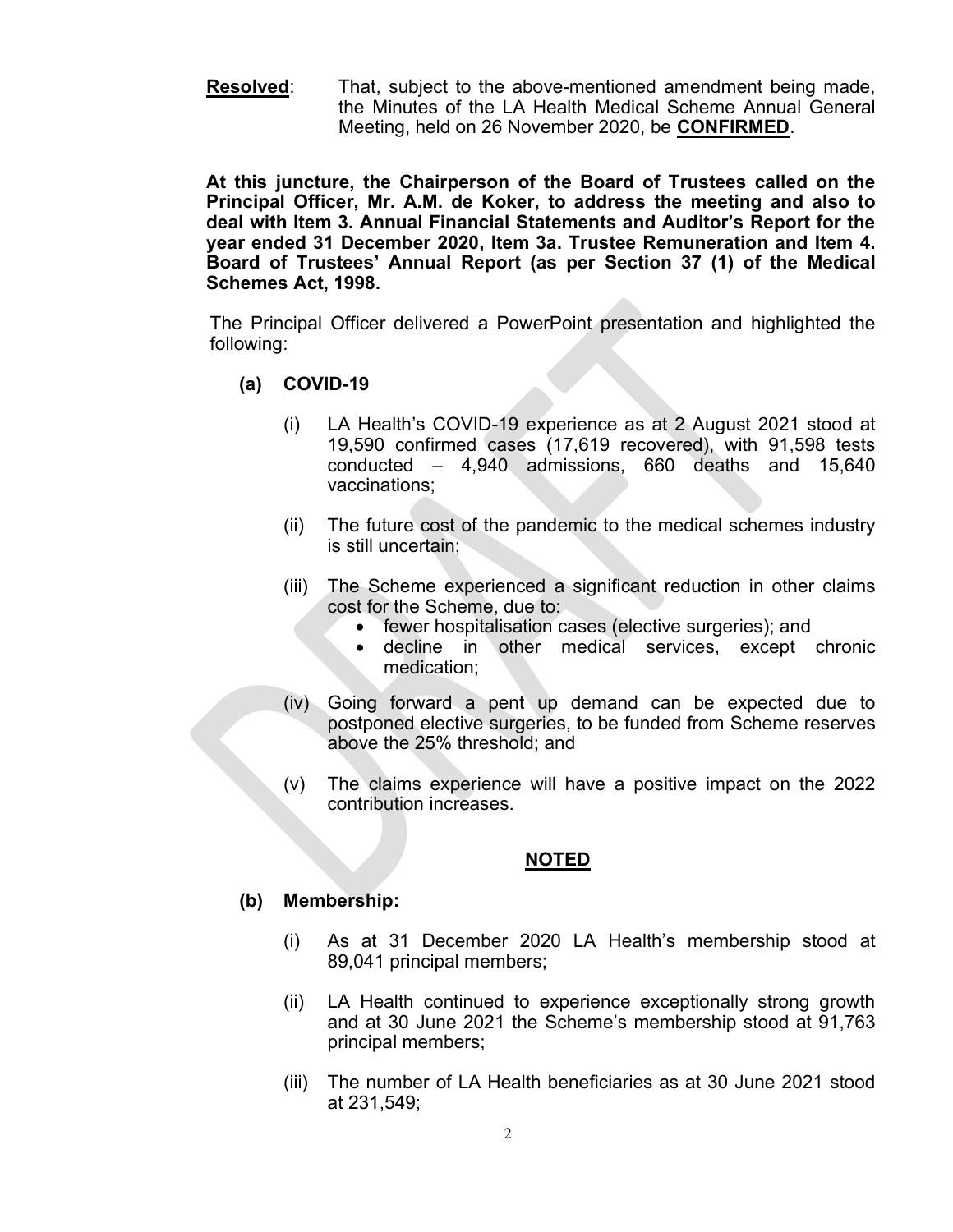**Resolved**: That, subject to the above-mentioned amendment being made, the Minutes of the LA Health Medical Scheme Annual General Meeting, held on 26 November 2020, be **CONFIRMED**.

**At this juncture, the Chairperson of the Board of Trustees called on the Principal Officer, Mr. A.M. de Koker, to address the meeting and also to deal with Item 3. Annual Financial Statements and Auditor's Report for the year ended 31 December 2020, Item 3a. Trustee Remuneration and Item 4. Board of Trustees' Annual Report (as per Section 37 (1) of the Medical Schemes Act, 1998.**

The Principal Officer delivered a PowerPoint presentation and highlighted the following:

**(a) COVID-19**

(i) LA Health's COVID-19 experience as at 2 August 2021 stood at 19,590 confirmed cases (17,619 recovered), with 91,598 tests conducted – 4,940 admissions, 660 deaths and 15,640 vaccinations;

(ii) The future cost of the pandemic to the medical schemes industry is still uncertain;

(iii) The Scheme experienced a significant reduction in other claims cost for the Scheme, due to:
- fewer hospitalisation cases (elective surgeries); and
- decline in other medical services, except chronic medication;

(iv) Going forward a pent up demand can be expected due to postponed elective surgeries, to be funded from Scheme reserves above the 25% threshold; and

(v) The claims experience will have a positive impact on the 2022 contribution increases.

**NOTED**

**(b) Membership:**

(i) As at 31 December 2020 LA Health's membership stood at 89,041 principal members;

(ii) LA Health continued to experience exceptionally strong growth and at 30 June 2021 the Scheme's membership stood at 91,763 principal members;

(iii) The number of LA Health beneficiaries as at 30 June 2021 stood at 231,549;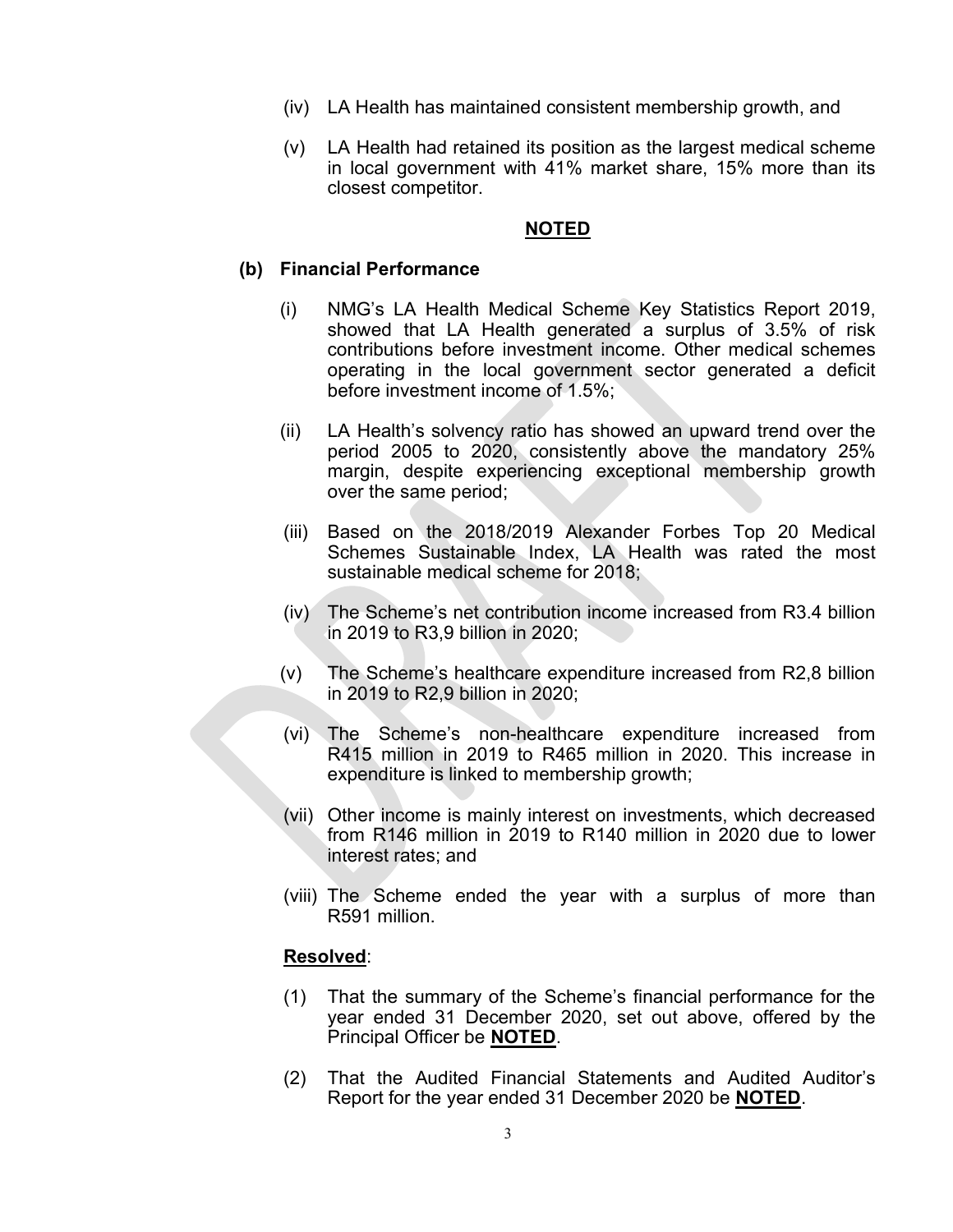(iv) LA Health has maintained consistent membership growth, and

(v) LA Health had retained its position as the largest medical scheme in local government with 41% market share, 15% more than its closest competitor.

**NOTED**

**(b) Financial Performance**

(i) NMG's LA Health Medical Scheme Key Statistics Report 2019, showed that LA Health generated a surplus of 3.5% of risk contributions before investment income. Other medical schemes operating in the local government sector generated a deficit before investment income of 1.5%;

(ii) LA Health's solvency ratio has showed an upward trend over the period 2005 to 2020, consistently above the mandatory 25% margin, despite experiencing exceptional membership growth over the same period;

(iii) Based on the 2018/2019 Alexander Forbes Top 20 Medical Schemes Sustainable Index, LA Health was rated the most sustainable medical scheme for 2018;

(iv) The Scheme's net contribution income increased from R3.4 billion in 2019 to R3,9 billion in 2020;

(v) The Scheme's healthcare expenditure increased from R2,8 billion in 2019 to R2,9 billion in 2020;

(vi) The Scheme's non-healthcare expenditure increased from R415 million in 2019 to R465 million in 2020. This increase in expenditure is linked to membership growth;

(vii) Other income is mainly interest on investments, which decreased from R146 million in 2019 to R140 million in 2020 due to lower interest rates; and

(viii) The Scheme ended the year with a surplus of more than R591 million.

**Resolved**:

(1) That the summary of the Scheme's financial performance for the year ended 31 December 2020, set out above, offered by the Principal Officer be **NOTED**.

(2) That the Audited Financial Statements and Audited Auditor's Report for the year ended 31 December 2020 be **NOTED**.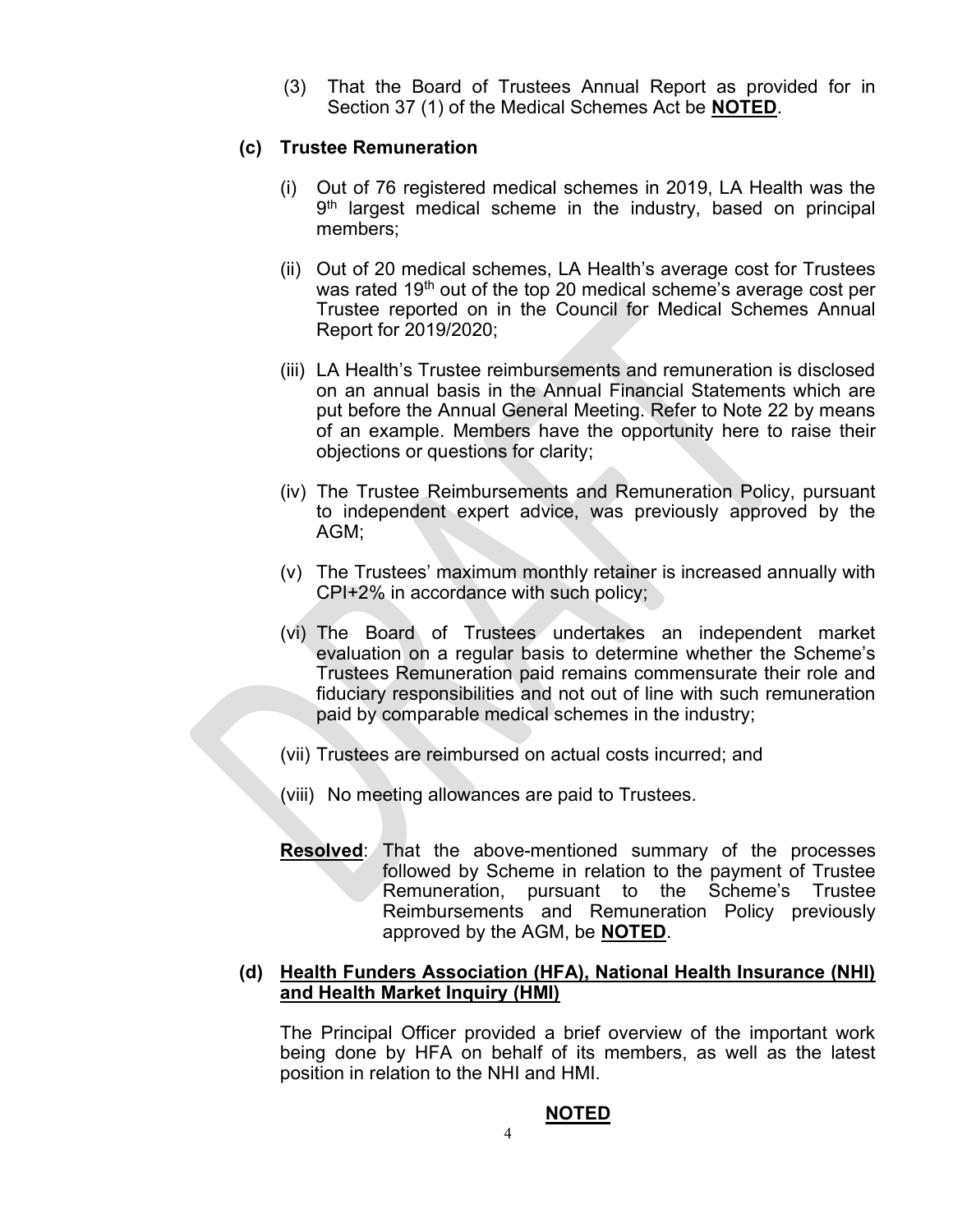(3) That the Board of Trustees Annual Report as provided for in Section 37 (1) of the Medical Schemes Act be **NOTED**.

**(c) Trustee Remuneration**

(i) Out of 76 registered medical schemes in 2019, LA Health was the 9th largest medical scheme in the industry, based on principal members;

(ii) Out of 20 medical schemes, LA Health's average cost for Trustees was rated 19th out of the top 20 medical scheme's average cost per Trustee reported on in the Council for Medical Schemes Annual Report for 2019/2020;

(iii) LA Health's Trustee reimbursements and remuneration is disclosed on an annual basis in the Annual Financial Statements which are put before the Annual General Meeting. Refer to Note 22 by means of an example. Members have the opportunity here to raise their objections or questions for clarity;

(iv) The Trustee Reimbursements and Remuneration Policy, pursuant to independent expert advice, was previously approved by the AGM;

(v) The Trustees' maximum monthly retainer is increased annually with CPI+2% in accordance with such policy;

(vi) The Board of Trustees undertakes an independent market evaluation on a regular basis to determine whether the Scheme's Trustees Remuneration paid remains commensurate their role and fiduciary responsibilities and not out of line with such remuneration paid by comparable medical schemes in the industry;

(vii) Trustees are reimbursed on actual costs incurred; and

(viii) No meeting allowances are paid to Trustees.

**Resolved**: That the above-mentioned summary of the processes followed by Scheme in relation to the payment of Trustee Remuneration, pursuant to the Scheme's Trustee Reimbursements and Remuneration Policy previously approved by the AGM, be **NOTED**.

**(d) Health Funders Association (HFA), National Health Insurance (NHI) and Health Market Inquiry (HMI)**

The Principal Officer provided a brief overview of the important work being done by HFA on behalf of its members, as well as the latest position in relation to the NHI and HMI.

**NOTED**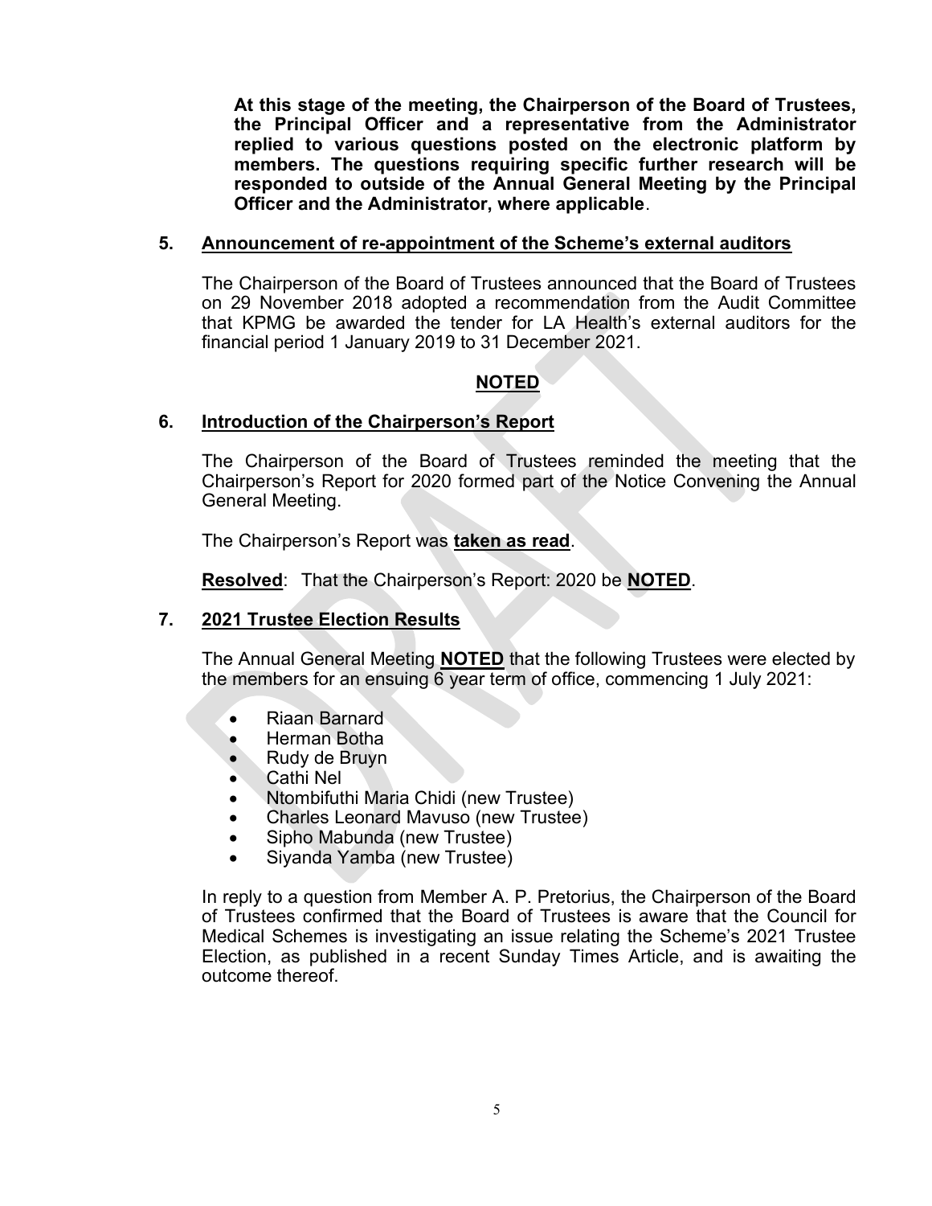**At this stage of the meeting, the Chairperson of the Board of Trustees, the Principal Officer and a representative from the Administrator replied to various questions posted on the electronic platform by members. The questions requiring specific further research will be responded to outside of the Annual General Meeting by the Principal Officer and the Administrator, where applicable**.

## 5. Announcement of re-appointment of the Scheme's external auditors

The Chairperson of the Board of Trustees announced that the Board of Trustees on 29 November 2018 adopted a recommendation from the Audit Committee that KPMG be awarded the tender for LA Health's external auditors for the financial period 1 January 2019 to 31 December 2021.

**NOTED**

## 6. Introduction of the Chairperson's Report

The Chairperson of the Board of Trustees reminded the meeting that the Chairperson's Report for 2020 formed part of the Notice Convening the Annual General Meeting.

The Chairperson's Report was **taken as read**.

**Resolved**: That the Chairperson's Report: 2020 be **NOTED**.

## 7. 2021 Trustee Election Results

The Annual General Meeting **NOTED** that the following Trustees were elected by the members for an ensuing 6 year term of office, commencing 1 July 2021:

- Riaan Barnard
- Herman Botha
- Rudy de Bruyn
- Cathi Nel
- Ntombifuthi Maria Chidi (new Trustee)
- Charles Leonard Mavuso (new Trustee)
- Sipho Mabunda (new Trustee)
- Siyanda Yamba (new Trustee)

In reply to a question from Member A. P. Pretorius, the Chairperson of the Board of Trustees confirmed that the Board of Trustees is aware that the Council for Medical Schemes is investigating an issue relating the Scheme's 2021 Trustee Election, as published in a recent Sunday Times Article, and is awaiting the outcome thereof.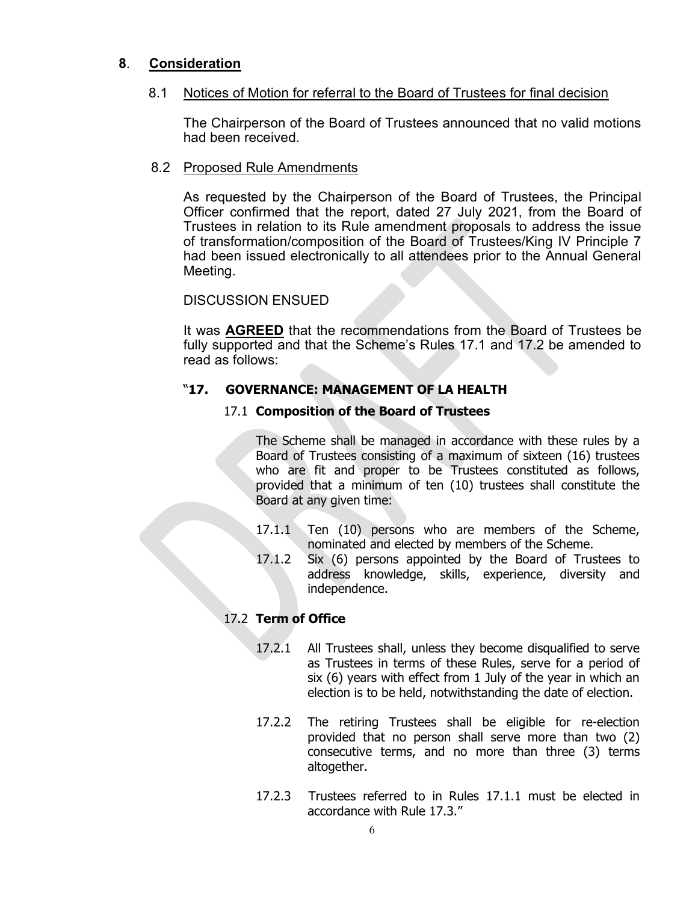## 8. Consideration

### 8.1 Notices of Motion for referral to the Board of Trustees for final decision

The Chairperson of the Board of Trustees announced that no valid motions had been received.

### 8.2 Proposed Rule Amendments

As requested by the Chairperson of the Board of Trustees, the Principal Officer confirmed that the report, dated 27 July 2021, from the Board of Trustees in relation to its Rule amendment proposals to address the issue of transformation/composition of the Board of Trustees/King IV Principle 7 had been issued electronically to all attendees prior to the Annual General Meeting.

DISCUSSION ENSUED

It was **AGREED** that the recommendations from the Board of Trustees be fully supported and that the Scheme's Rules 17.1 and 17.2 be amended to read as follows:

"**17. GOVERNANCE: MANAGEMENT OF LA HEALTH**

17.1 **Composition of the Board of Trustees**

The Scheme shall be managed in accordance with these rules by a Board of Trustees consisting of a maximum of sixteen (16) trustees who are fit and proper to be Trustees constituted as follows, provided that a minimum of ten (10) trustees shall constitute the Board at any given time:

17.1.1 Ten (10) persons who are members of the Scheme, nominated and elected by members of the Scheme.

17.1.2 Six (6) persons appointed by the Board of Trustees to address knowledge, skills, experience, diversity and independence.

17.2 **Term of Office**

17.2.1 All Trustees shall, unless they become disqualified to serve as Trustees in terms of these Rules, serve for a period of six (6) years with effect from 1 July of the year in which an election is to be held, notwithstanding the date of election.

17.2.2 The retiring Trustees shall be eligible for re-election provided that no person shall serve more than two (2) consecutive terms, and no more than three (3) terms altogether.

17.2.3 Trustees referred to in Rules 17.1.1 must be elected in accordance with Rule 17.3."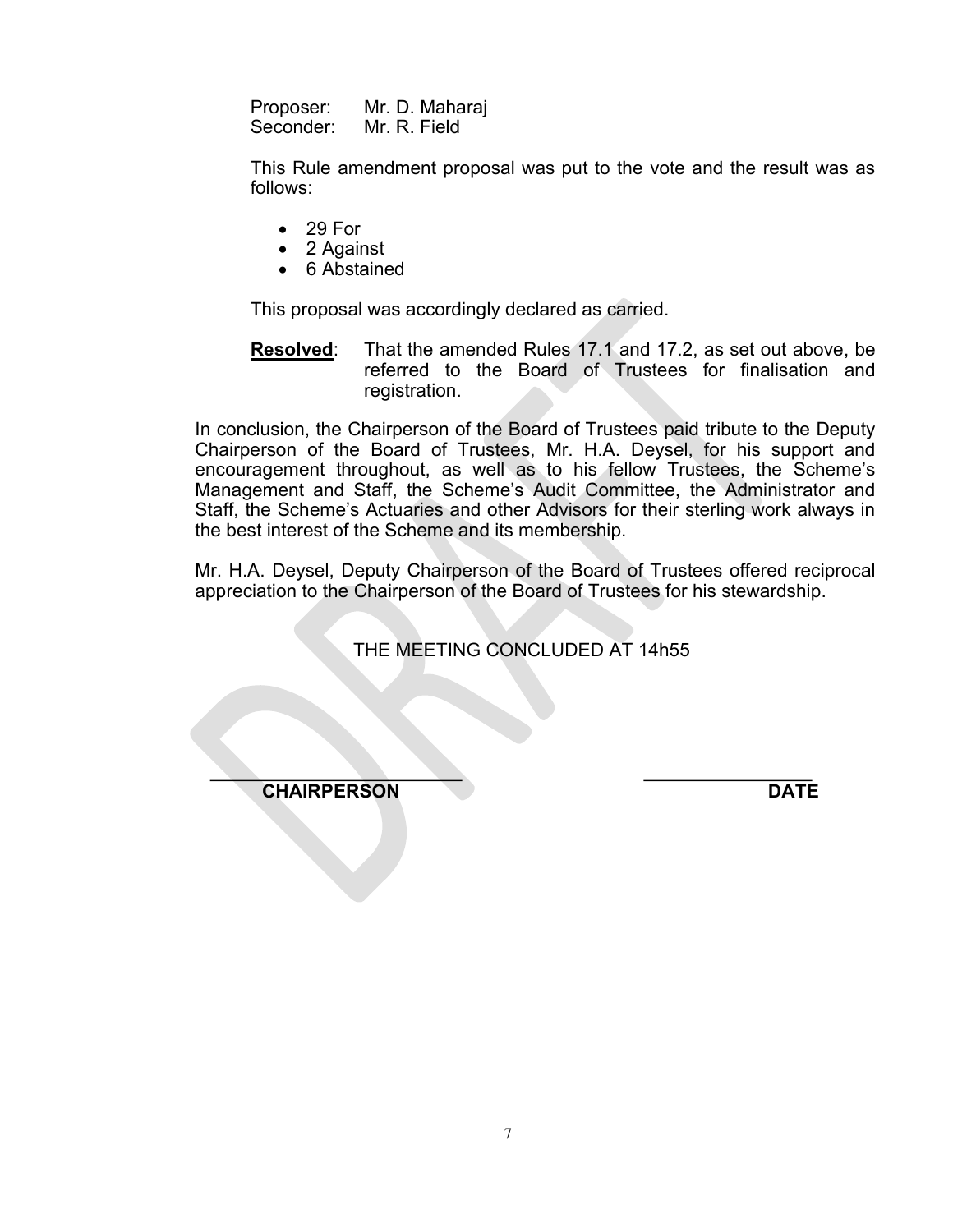Proposer: Mr. D. Maharaj
Seconder: Mr. R. Field

This Rule amendment proposal was put to the vote and the result was as follows:

- 29 For
- 2 Against
- 6 Abstained

This proposal was accordingly declared as carried.

**Resolved**: That the amended Rules 17.1 and 17.2, as set out above, be referred to the Board of Trustees for finalisation and registration.

In conclusion, the Chairperson of the Board of Trustees paid tribute to the Deputy Chairperson of the Board of Trustees, Mr. H.A. Deysel, for his support and encouragement throughout, as well as to his fellow Trustees, the Scheme's Management and Staff, the Scheme's Audit Committee, the Administrator and Staff, the Scheme's Actuaries and other Advisors for their sterling work always in the best interest of the Scheme and its membership.

Mr. H.A. Deysel, Deputy Chairperson of the Board of Trustees offered reciprocal appreciation to the Chairperson of the Board of Trustees for his stewardship.

THE MEETING CONCLUDED AT 14h55

\_\_\_\_\_\_\_\_\_\_\_\_\_\_\_\_\_\_\_\_\_\_\_\_\_ \_\_\_\_\_\_\_\_\_\_\_\_\_\_\_\_\_
**CHAIRPERSON** **DATE**

DRAFT